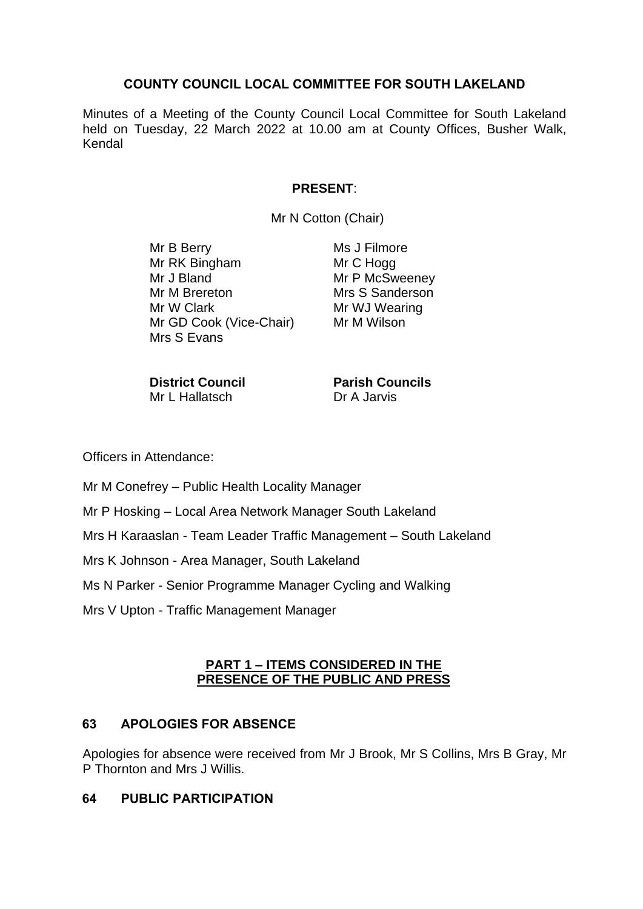# COUNTY COUNCIL LOCAL COMMITTEE FOR SOUTH LAKELAND

Minutes of a Meeting of the County Council Local Committee for South Lakeland held on Tuesday, 22 March 2022 at 10.00 am at County Offices, Busher Walk, Kendal

**PRESENT**:

Mr N Cotton (Chair)

Mr B Berry
Mr RK Bingham
Mr J Bland
Mr M Brereton
Mr W Clark
Mr GD Cook (Vice-Chair)
Mrs S Evans
Ms J Filmore
Mr C Hogg
Mr P McSweeney
Mrs S Sanderson
Mr WJ Wearing
Mr M Wilson

**District Council**
Mr L Hallatsch

**Parish Councils**
Dr A Jarvis

Officers in Attendance:

Mr M Conefrey – Public Health Locality Manager

Mr P Hosking – Local Area Network Manager South Lakeland

Mrs H Karaaslan - Team Leader Traffic Management – South Lakeland

Mrs K Johnson - Area Manager, South Lakeland

Ms N Parker - Senior Programme Manager Cycling and Walking

Mrs V Upton - Traffic Management Manager

**PART 1 – ITEMS CONSIDERED IN THE PRESENCE OF THE PUBLIC AND PRESS**

## 63 APOLOGIES FOR ABSENCE

Apologies for absence were received from Mr J Brook, Mr S Collins, Mrs B Gray, Mr P Thornton and Mrs J Willis.

## 64 PUBLIC PARTICIPATION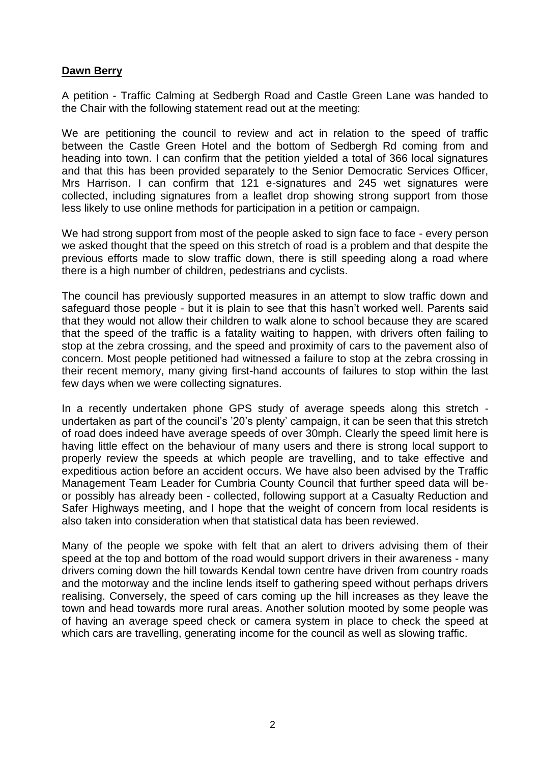**Dawn Berry**

A petition - Traffic Calming at Sedbergh Road and Castle Green Lane was handed to the Chair with the following statement read out at the meeting:

We are petitioning the council to review and act in relation to the speed of traffic between the Castle Green Hotel and the bottom of Sedbergh Rd coming from and heading into town. I can confirm that the petition yielded a total of 366 local signatures and that this has been provided separately to the Senior Democratic Services Officer, Mrs Harrison. I can confirm that 121 e-signatures and 245 wet signatures were collected, including signatures from a leaflet drop showing strong support from those less likely to use online methods for participation in a petition or campaign.

We had strong support from most of the people asked to sign face to face - every person we asked thought that the speed on this stretch of road is a problem and that despite the previous efforts made to slow traffic down, there is still speeding along a road where there is a high number of children, pedestrians and cyclists.

The council has previously supported measures in an attempt to slow traffic down and safeguard those people - but it is plain to see that this hasn't worked well. Parents said that they would not allow their children to walk alone to school because they are scared that the speed of the traffic is a fatality waiting to happen, with drivers often failing to stop at the zebra crossing, and the speed and proximity of cars to the pavement also of concern. Most people petitioned had witnessed a failure to stop at the zebra crossing in their recent memory, many giving first-hand accounts of failures to stop within the last few days when we were collecting signatures.

In a recently undertaken phone GPS study of average speeds along this stretch - undertaken as part of the council's '20's plenty' campaign, it can be seen that this stretch of road does indeed have average speeds of over 30mph. Clearly the speed limit here is having little effect on the behaviour of many users and there is strong local support to properly review the speeds at which people are travelling, and to take effective and expeditious action before an accident occurs. We have also been advised by the Traffic Management Team Leader for Cumbria County Council that further speed data will be- or possibly has already been - collected, following support at a Casualty Reduction and Safer Highways meeting, and I hope that the weight of concern from local residents is also taken into consideration when that statistical data has been reviewed.

Many of the people we spoke with felt that an alert to drivers advising them of their speed at the top and bottom of the road would support drivers in their awareness - many drivers coming down the hill towards Kendal town centre have driven from country roads and the motorway and the incline lends itself to gathering speed without perhaps drivers realising. Conversely, the speed of cars coming up the hill increases as they leave the town and head towards more rural areas. Another solution mooted by some people was of having an average speed check or camera system in place to check the speed at which cars are travelling, generating income for the council as well as slowing traffic.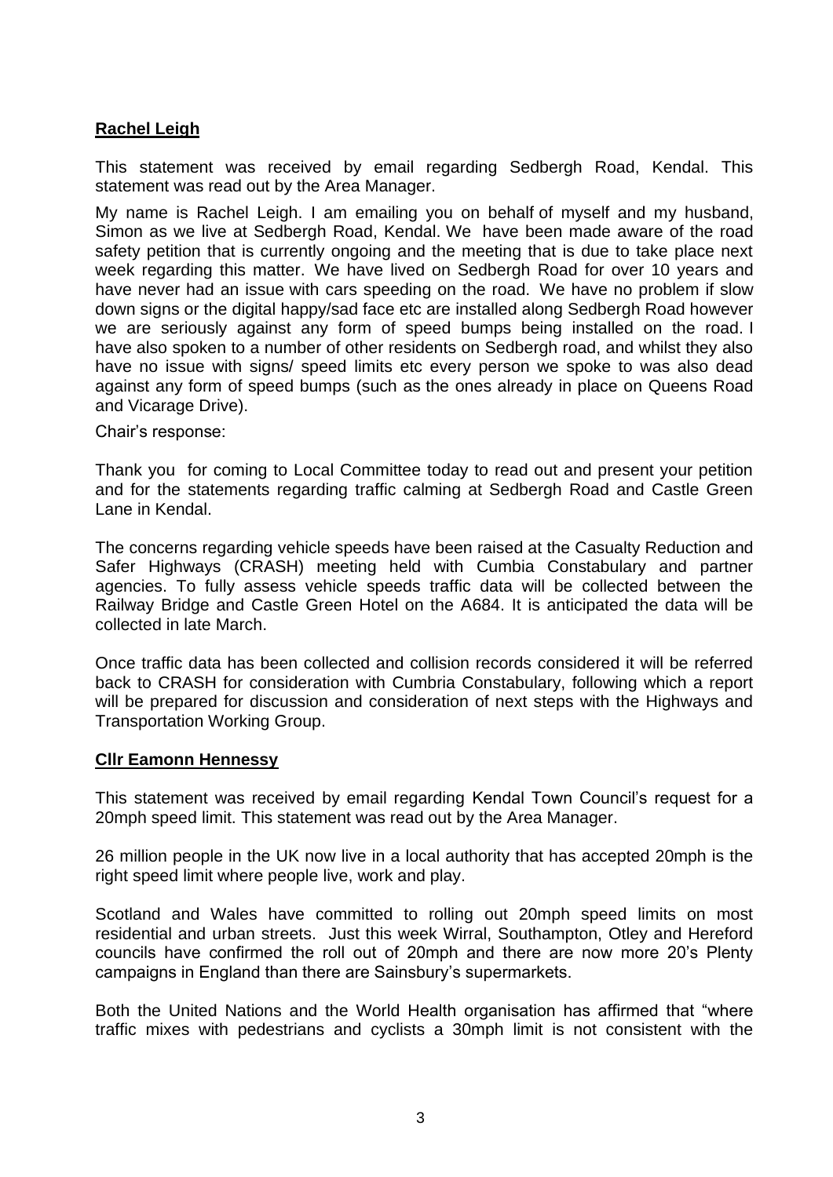**Rachel Leigh**

This statement was received by email regarding Sedbergh Road, Kendal. This statement was read out by the Area Manager.

My name is Rachel Leigh. I am emailing you on behalf of myself and my husband, Simon as we live at Sedbergh Road, Kendal. We have been made aware of the road safety petition that is currently ongoing and the meeting that is due to take place next week regarding this matter. We have lived on Sedbergh Road for over 10 years and have never had an issue with cars speeding on the road. We have no problem if slow down signs or the digital happy/sad face etc are installed along Sedbergh Road however we are seriously against any form of speed bumps being installed on the road. I have also spoken to a number of other residents on Sedbergh road, and whilst they also have no issue with signs/ speed limits etc every person we spoke to was also dead against any form of speed bumps (such as the ones already in place on Queens Road and Vicarage Drive).

Chair's response:

Thank you for coming to Local Committee today to read out and present your petition and for the statements regarding traffic calming at Sedbergh Road and Castle Green Lane in Kendal.

The concerns regarding vehicle speeds have been raised at the Casualty Reduction and Safer Highways (CRASH) meeting held with Cumbia Constabulary and partner agencies. To fully assess vehicle speeds traffic data will be collected between the Railway Bridge and Castle Green Hotel on the A684. It is anticipated the data will be collected in late March.

Once traffic data has been collected and collision records considered it will be referred back to CRASH for consideration with Cumbria Constabulary, following which a report will be prepared for discussion and consideration of next steps with the Highways and Transportation Working Group.

**Cllr Eamonn Hennessy**

This statement was received by email regarding Kendal Town Council's request for a 20mph speed limit. This statement was read out by the Area Manager.

26 million people in the UK now live in a local authority that has accepted 20mph is the right speed limit where people live, work and play.

Scotland and Wales have committed to rolling out 20mph speed limits on most residential and urban streets. Just this week Wirral, Southampton, Otley and Hereford councils have confirmed the roll out of 20mph and there are now more 20's Plenty campaigns in England than there are Sainsbury's supermarkets.

Both the United Nations and the World Health organisation has affirmed that "where traffic mixes with pedestrians and cyclists a 30mph limit is not consistent with the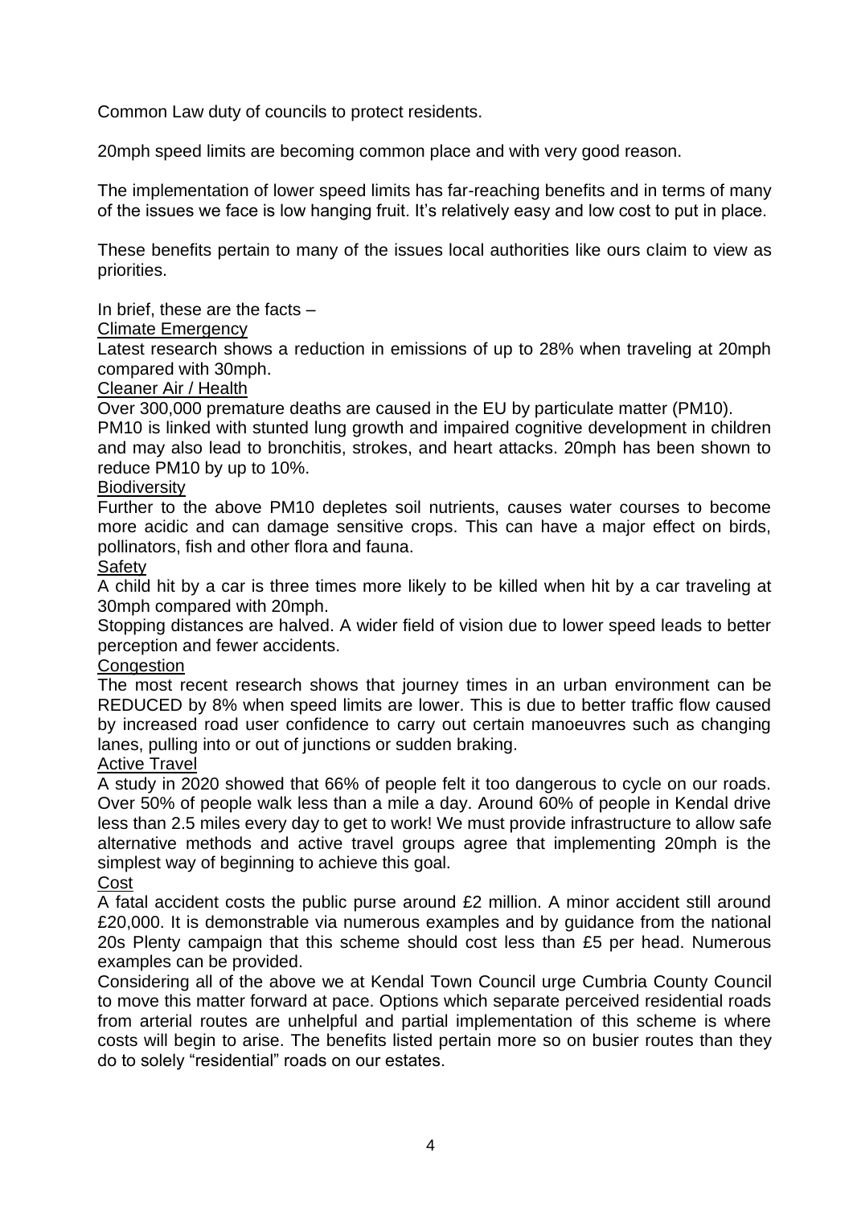Common Law duty of councils to protect residents.

20mph speed limits are becoming common place and with very good reason.

The implementation of lower speed limits has far-reaching benefits and in terms of many of the issues we face is low hanging fruit. It's relatively easy and low cost to put in place.

These benefits pertain to many of the issues local authorities like ours claim to view as priorities.

In brief, these are the facts –

<u>Climate Emergency</u>

Latest research shows a reduction in emissions of up to 28% when traveling at 20mph compared with 30mph.

<u>Cleaner Air / Health</u>

Over 300,000 premature deaths are caused in the EU by particulate matter (PM10).

PM10 is linked with stunted lung growth and impaired cognitive development in children and may also lead to bronchitis, strokes, and heart attacks. 20mph has been shown to reduce PM10 by up to 10%.

<u>Biodiversity</u>

Further to the above PM10 depletes soil nutrients, causes water courses to become more acidic and can damage sensitive crops. This can have a major effect on birds, pollinators, fish and other flora and fauna.

<u>Safety</u>

A child hit by a car is three times more likely to be killed when hit by a car traveling at 30mph compared with 20mph.

Stopping distances are halved. A wider field of vision due to lower speed leads to better perception and fewer accidents.

<u>Congestion</u>

The most recent research shows that journey times in an urban environment can be REDUCED by 8% when speed limits are lower. This is due to better traffic flow caused by increased road user confidence to carry out certain manoeuvres such as changing lanes, pulling into or out of junctions or sudden braking.

<u>Active Travel</u>

A study in 2020 showed that 66% of people felt it too dangerous to cycle on our roads. Over 50% of people walk less than a mile a day. Around 60% of people in Kendal drive less than 2.5 miles every day to get to work! We must provide infrastructure to allow safe alternative methods and active travel groups agree that implementing 20mph is the simplest way of beginning to achieve this goal.

<u>Cost</u>

A fatal accident costs the public purse around £2 million. A minor accident still around £20,000. It is demonstrable via numerous examples and by guidance from the national 20s Plenty campaign that this scheme should cost less than £5 per head. Numerous examples can be provided.

Considering all of the above we at Kendal Town Council urge Cumbria County Council to move this matter forward at pace. Options which separate perceived residential roads from arterial routes are unhelpful and partial implementation of this scheme is where costs will begin to arise. The benefits listed pertain more so on busier routes than they do to solely "residential" roads on our estates.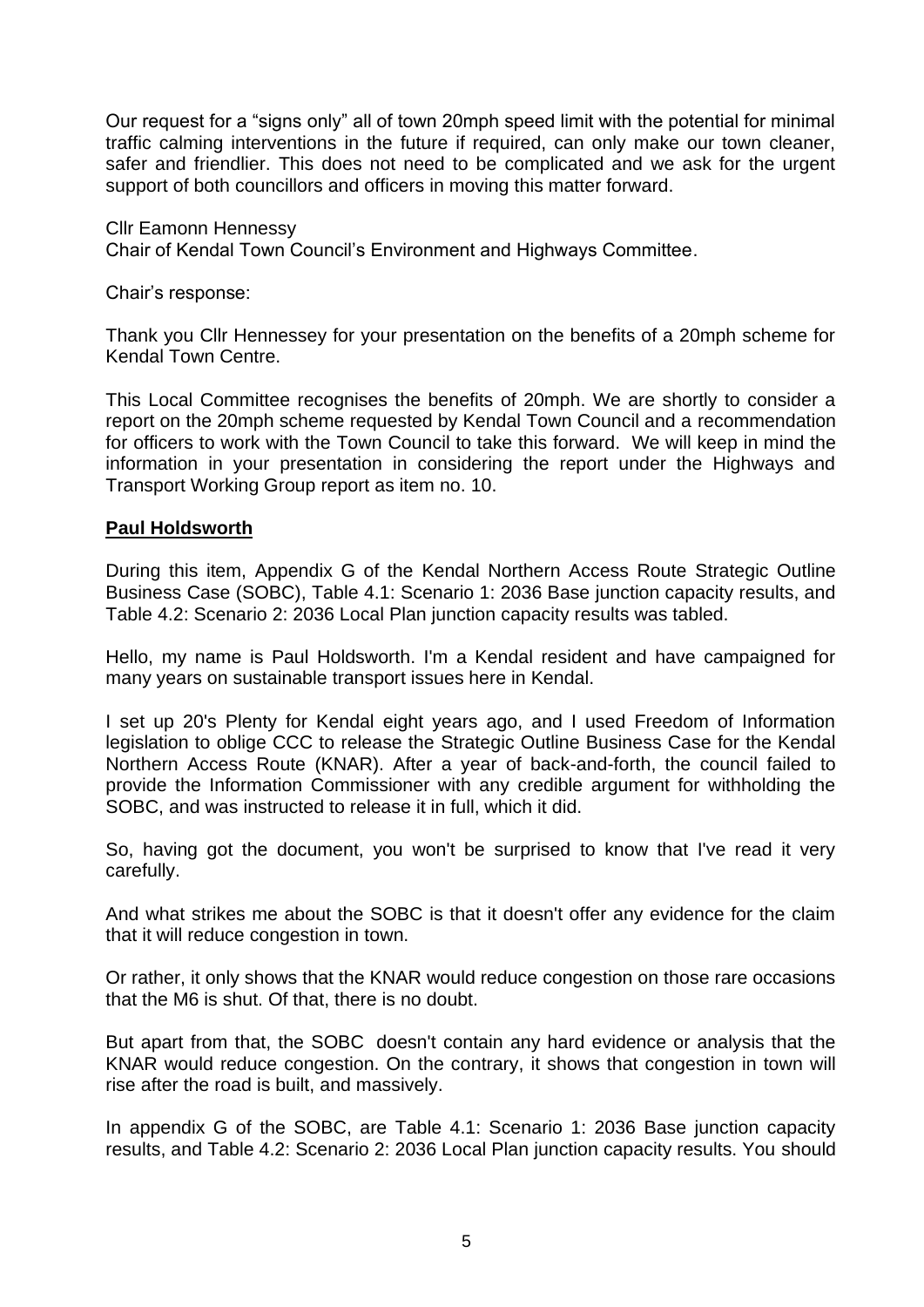Our request for a "signs only" all of town 20mph speed limit with the potential for minimal traffic calming interventions in the future if required, can only make our town cleaner, safer and friendlier. This does not need to be complicated and we ask for the urgent support of both councillors and officers in moving this matter forward.

Cllr Eamonn Hennessy
Chair of Kendal Town Council's Environment and Highways Committee.

Chair's response:

Thank you Cllr Hennessey for your presentation on the benefits of a 20mph scheme for Kendal Town Centre.

This Local Committee recognises the benefits of 20mph. We are shortly to consider a report on the 20mph scheme requested by Kendal Town Council and a recommendation for officers to work with the Town Council to take this forward. We will keep in mind the information in your presentation in considering the report under the Highways and Transport Working Group report as item no. 10.

**Paul Holdsworth**

During this item, Appendix G of the Kendal Northern Access Route Strategic Outline Business Case (SOBC), Table 4.1: Scenario 1: 2036 Base junction capacity results, and Table 4.2: Scenario 2: 2036 Local Plan junction capacity results was tabled.

Hello, my name is Paul Holdsworth. I'm a Kendal resident and have campaigned for many years on sustainable transport issues here in Kendal.

I set up 20's Plenty for Kendal eight years ago, and I used Freedom of Information legislation to oblige CCC to release the Strategic Outline Business Case for the Kendal Northern Access Route (KNAR). After a year of back-and-forth, the council failed to provide the Information Commissioner with any credible argument for withholding the SOBC, and was instructed to release it in full, which it did.

So, having got the document, you won't be surprised to know that I've read it very carefully.

And what strikes me about the SOBC is that it doesn't offer any evidence for the claim that it will reduce congestion in town.

Or rather, it only shows that the KNAR would reduce congestion on those rare occasions that the M6 is shut. Of that, there is no doubt.

But apart from that, the SOBC doesn't contain any hard evidence or analysis that the KNAR would reduce congestion. On the contrary, it shows that congestion in town will rise after the road is built, and massively.

In appendix G of the SOBC, are Table 4.1: Scenario 1: 2036 Base junction capacity results, and Table 4.2: Scenario 2: 2036 Local Plan junction capacity results. You should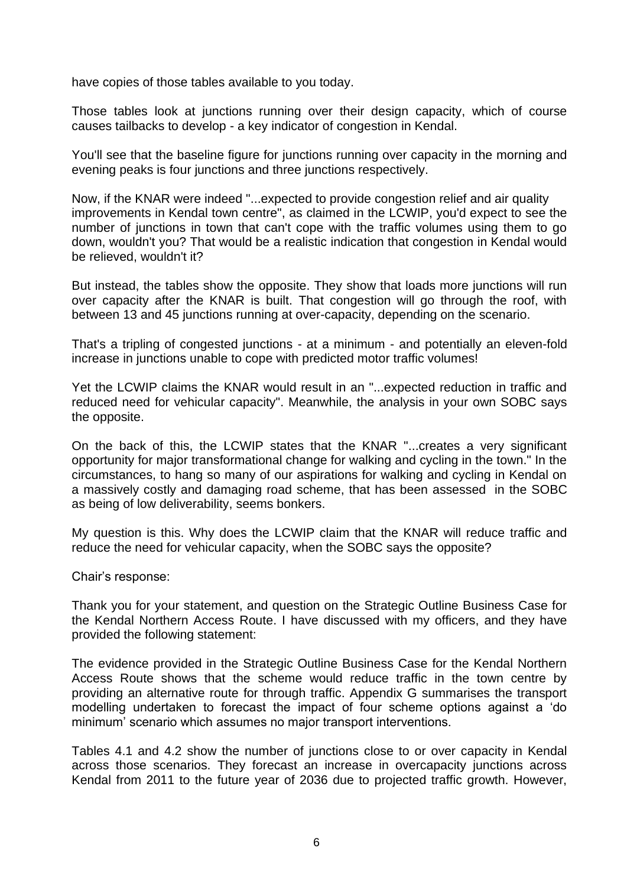have copies of those tables available to you today.

Those tables look at junctions running over their design capacity, which of course causes tailbacks to develop - a key indicator of congestion in Kendal.

You'll see that the baseline figure for junctions running over capacity in the morning and evening peaks is four junctions and three junctions respectively.

Now, if the KNAR were indeed "...expected to provide congestion relief and air quality improvements in Kendal town centre", as claimed in the LCWIP, you'd expect to see the number of junctions in town that can't cope with the traffic volumes using them to go down, wouldn't you? That would be a realistic indication that congestion in Kendal would be relieved, wouldn't it?

But instead, the tables show the opposite. They show that loads more junctions will run over capacity after the KNAR is built. That congestion will go through the roof, with between 13 and 45 junctions running at over-capacity, depending on the scenario.

That's a tripling of congested junctions - at a minimum - and potentially an eleven-fold increase in junctions unable to cope with predicted motor traffic volumes!

Yet the LCWIP claims the KNAR would result in an "...expected reduction in traffic and reduced need for vehicular capacity". Meanwhile, the analysis in your own SOBC says the opposite.

On the back of this, the LCWIP states that the KNAR "...creates a very significant opportunity for major transformational change for walking and cycling in the town." In the circumstances, to hang so many of our aspirations for walking and cycling in Kendal on a massively costly and damaging road scheme, that has been assessed in the SOBC as being of low deliverability, seems bonkers.

My question is this. Why does the LCWIP claim that the KNAR will reduce traffic and reduce the need for vehicular capacity, when the SOBC says the opposite?

Chair's response:

Thank you for your statement, and question on the Strategic Outline Business Case for the Kendal Northern Access Route. I have discussed with my officers, and they have provided the following statement:

The evidence provided in the Strategic Outline Business Case for the Kendal Northern Access Route shows that the scheme would reduce traffic in the town centre by providing an alternative route for through traffic. Appendix G summarises the transport modelling undertaken to forecast the impact of four scheme options against a 'do minimum' scenario which assumes no major transport interventions.

Tables 4.1 and 4.2 show the number of junctions close to or over capacity in Kendal across those scenarios. They forecast an increase in overcapacity junctions across Kendal from 2011 to the future year of 2036 due to projected traffic growth. However,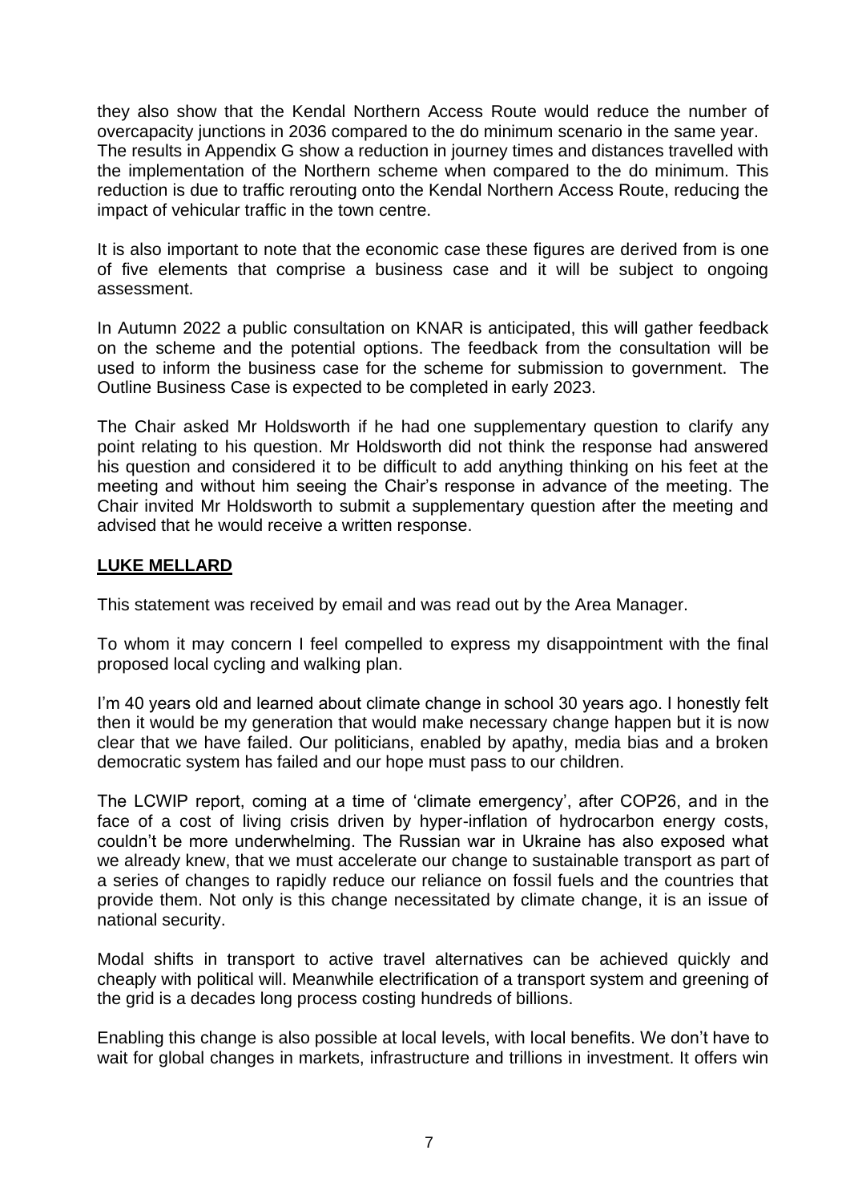they also show that the Kendal Northern Access Route would reduce the number of overcapacity junctions in 2036 compared to the do minimum scenario in the same year. The results in Appendix G show a reduction in journey times and distances travelled with the implementation of the Northern scheme when compared to the do minimum. This reduction is due to traffic rerouting onto the Kendal Northern Access Route, reducing the impact of vehicular traffic in the town centre.

It is also important to note that the economic case these figures are derived from is one of five elements that comprise a business case and it will be subject to ongoing assessment.

In Autumn 2022 a public consultation on KNAR is anticipated, this will gather feedback on the scheme and the potential options. The feedback from the consultation will be used to inform the business case for the scheme for submission to government. The Outline Business Case is expected to be completed in early 2023.

The Chair asked Mr Holdsworth if he had one supplementary question to clarify any point relating to his question. Mr Holdsworth did not think the response had answered his question and considered it to be difficult to add anything thinking on his feet at the meeting and without him seeing the Chair's response in advance of the meeting. The Chair invited Mr Holdsworth to submit a supplementary question after the meeting and advised that he would receive a written response.

**LUKE MELLARD**

This statement was received by email and was read out by the Area Manager.

To whom it may concern I feel compelled to express my disappointment with the final proposed local cycling and walking plan.

I'm 40 years old and learned about climate change in school 30 years ago. I honestly felt then it would be my generation that would make necessary change happen but it is now clear that we have failed. Our politicians, enabled by apathy, media bias and a broken democratic system has failed and our hope must pass to our children.

The LCWIP report, coming at a time of 'climate emergency', after COP26, and in the face of a cost of living crisis driven by hyper-inflation of hydrocarbon energy costs, couldn't be more underwhelming. The Russian war in Ukraine has also exposed what we already knew, that we must accelerate our change to sustainable transport as part of a series of changes to rapidly reduce our reliance on fossil fuels and the countries that provide them. Not only is this change necessitated by climate change, it is an issue of national security.

Modal shifts in transport to active travel alternatives can be achieved quickly and cheaply with political will. Meanwhile electrification of a transport system and greening of the grid is a decades long process costing hundreds of billions.

Enabling this change is also possible at local levels, with local benefits. We don't have to wait for global changes in markets, infrastructure and trillions in investment. It offers win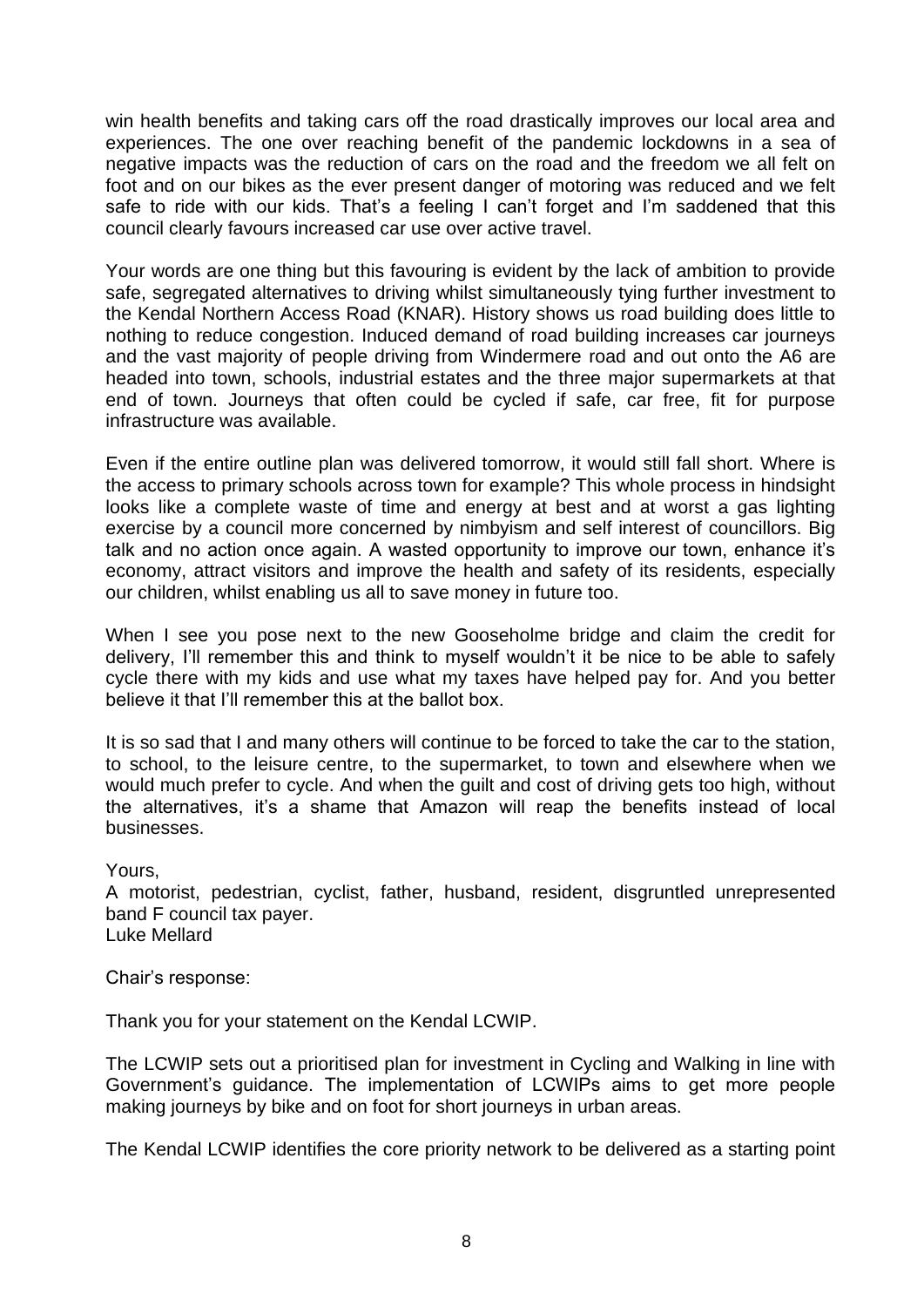win health benefits and taking cars off the road drastically improves our local area and experiences. The one over reaching benefit of the pandemic lockdowns in a sea of negative impacts was the reduction of cars on the road and the freedom we all felt on foot and on our bikes as the ever present danger of motoring was reduced and we felt safe to ride with our kids. That's a feeling I can't forget and I'm saddened that this council clearly favours increased car use over active travel.

Your words are one thing but this favouring is evident by the lack of ambition to provide safe, segregated alternatives to driving whilst simultaneously tying further investment to the Kendal Northern Access Road (KNAR). History shows us road building does little to nothing to reduce congestion. Induced demand of road building increases car journeys and the vast majority of people driving from Windermere road and out onto the A6 are headed into town, schools, industrial estates and the three major supermarkets at that end of town. Journeys that often could be cycled if safe, car free, fit for purpose infrastructure was available.

Even if the entire outline plan was delivered tomorrow, it would still fall short. Where is the access to primary schools across town for example? This whole process in hindsight looks like a complete waste of time and energy at best and at worst a gas lighting exercise by a council more concerned by nimbyism and self interest of councillors. Big talk and no action once again. A wasted opportunity to improve our town, enhance it's economy, attract visitors and improve the health and safety of its residents, especially our children, whilst enabling us all to save money in future too.

When I see you pose next to the new Gooseholme bridge and claim the credit for delivery, I'll remember this and think to myself wouldn't it be nice to be able to safely cycle there with my kids and use what my taxes have helped pay for. And you better believe it that I'll remember this at the ballot box.

It is so sad that I and many others will continue to be forced to take the car to the station, to school, to the leisure centre, to the supermarket, to town and elsewhere when we would much prefer to cycle. And when the guilt and cost of driving gets too high, without the alternatives, it's a shame that Amazon will reap the benefits instead of local businesses.

Yours,
A motorist, pedestrian, cyclist, father, husband, resident, disgruntled unrepresented band F council tax payer.
Luke Mellard

Chair's response:

Thank you for your statement on the Kendal LCWIP.

The LCWIP sets out a prioritised plan for investment in Cycling and Walking in line with Government's guidance. The implementation of LCWIPs aims to get more people making journeys by bike and on foot for short journeys in urban areas.

The Kendal LCWIP identifies the core priority network to be delivered as a starting point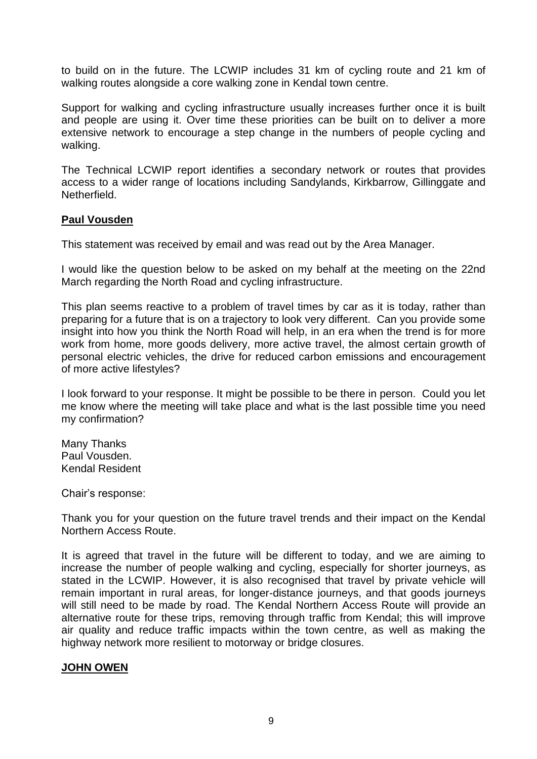to build on in the future. The LCWIP includes 31 km of cycling route and 21 km of walking routes alongside a core walking zone in Kendal town centre.

Support for walking and cycling infrastructure usually increases further once it is built and people are using it. Over time these priorities can be built on to deliver a more extensive network to encourage a step change in the numbers of people cycling and walking.

The Technical LCWIP report identifies a secondary network or routes that provides access to a wider range of locations including Sandylands, Kirkbarrow, Gillinggate and Netherfield.

**Paul Vousden**

This statement was received by email and was read out by the Area Manager.

I would like the question below to be asked on my behalf at the meeting on the 22nd March regarding the North Road and cycling infrastructure.

This plan seems reactive to a problem of travel times by car as it is today, rather than preparing for a future that is on a trajectory to look very different. Can you provide some insight into how you think the North Road will help, in an era when the trend is for more work from home, more goods delivery, more active travel, the almost certain growth of personal electric vehicles, the drive for reduced carbon emissions and encouragement of more active lifestyles?

I look forward to your response. It might be possible to be there in person. Could you let me know where the meeting will take place and what is the last possible time you need my confirmation?

Many Thanks
Paul Vousden.
Kendal Resident

Chair's response:

Thank you for your question on the future travel trends and their impact on the Kendal Northern Access Route.

It is agreed that travel in the future will be different to today, and we are aiming to increase the number of people walking and cycling, especially for shorter journeys, as stated in the LCWIP. However, it is also recognised that travel by private vehicle will remain important in rural areas, for longer-distance journeys, and that goods journeys will still need to be made by road. The Kendal Northern Access Route will provide an alternative route for these trips, removing through traffic from Kendal; this will improve air quality and reduce traffic impacts within the town centre, as well as making the highway network more resilient to motorway or bridge closures.

**JOHN OWEN**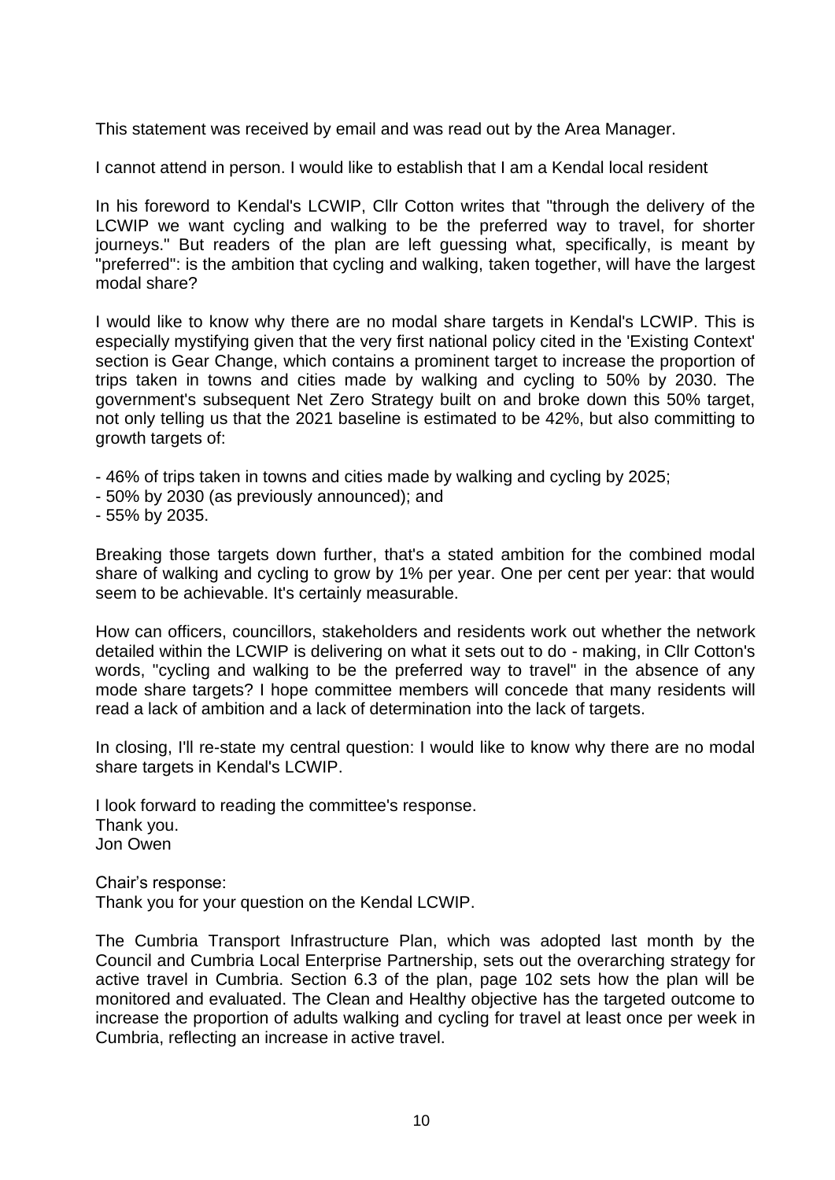This statement was received by email and was read out by the Area Manager.

I cannot attend in person. I would like to establish that I am a Kendal local resident

In his foreword to Kendal's LCWIP, Cllr Cotton writes that "through the delivery of the LCWIP we want cycling and walking to be the preferred way to travel, for shorter journeys." But readers of the plan are left guessing what, specifically, is meant by "preferred": is the ambition that cycling and walking, taken together, will have the largest modal share?

I would like to know why there are no modal share targets in Kendal's LCWIP. This is especially mystifying given that the very first national policy cited in the 'Existing Context' section is Gear Change, which contains a prominent target to increase the proportion of trips taken in towns and cities made by walking and cycling to 50% by 2030. The government's subsequent Net Zero Strategy built on and broke down this 50% target, not only telling us that the 2021 baseline is estimated to be 42%, but also committing to growth targets of:

- 46% of trips taken in towns and cities made by walking and cycling by 2025;
- 50% by 2030 (as previously announced); and
- 55% by 2035.

Breaking those targets down further, that's a stated ambition for the combined modal share of walking and cycling to grow by 1% per year. One per cent per year: that would seem to be achievable. It's certainly measurable.

How can officers, councillors, stakeholders and residents work out whether the network detailed within the LCWIP is delivering on what it sets out to do - making, in Cllr Cotton's words, "cycling and walking to be the preferred way to travel" in the absence of any mode share targets? I hope committee members will concede that many residents will read a lack of ambition and a lack of determination into the lack of targets.

In closing, I'll re-state my central question: I would like to know why there are no modal share targets in Kendal's LCWIP.

I look forward to reading the committee's response.
Thank you.
Jon Owen

Chair's response:
Thank you for your question on the Kendal LCWIP.

The Cumbria Transport Infrastructure Plan, which was adopted last month by the Council and Cumbria Local Enterprise Partnership, sets out the overarching strategy for active travel in Cumbria. Section 6.3 of the plan, page 102 sets how the plan will be monitored and evaluated. The Clean and Healthy objective has the targeted outcome to increase the proportion of adults walking and cycling for travel at least once per week in Cumbria, reflecting an increase in active travel.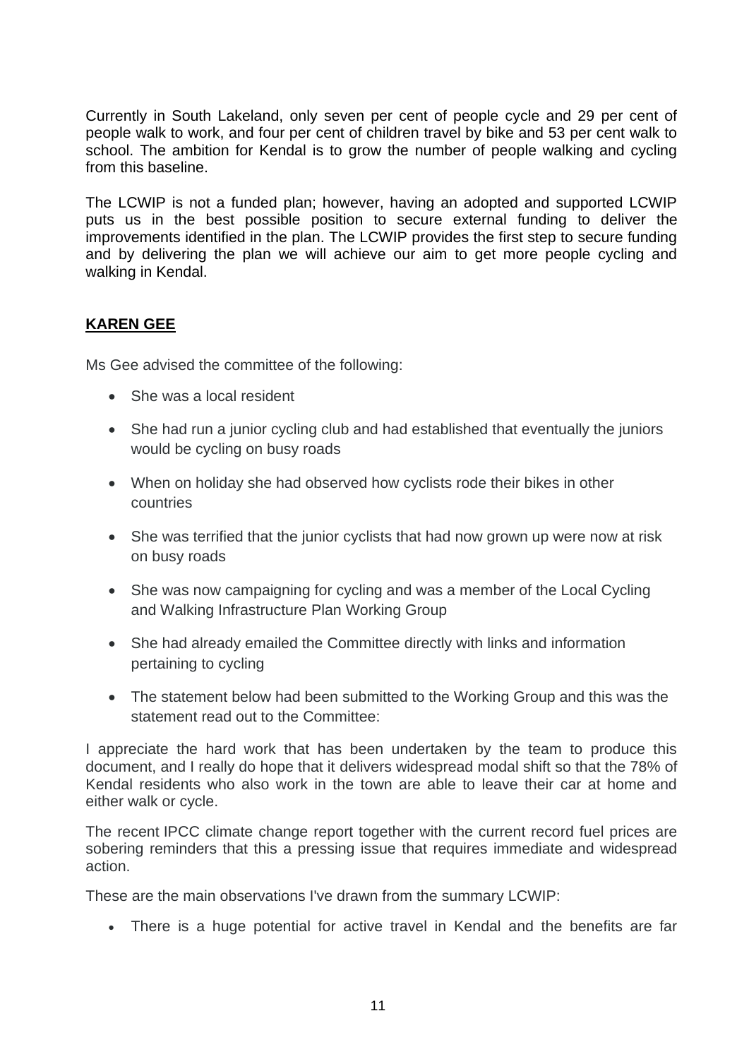Currently in South Lakeland, only seven per cent of people cycle and 29 per cent of people walk to work, and four per cent of children travel by bike and 53 per cent walk to school. The ambition for Kendal is to grow the number of people walking and cycling from this baseline.

The LCWIP is not a funded plan; however, having an adopted and supported LCWIP puts us in the best possible position to secure external funding to deliver the improvements identified in the plan. The LCWIP provides the first step to secure funding and by delivering the plan we will achieve our aim to get more people cycling and walking in Kendal.

**KAREN GEE**

Ms Gee advised the committee of the following:

- She was a local resident
- She had run a junior cycling club and had established that eventually the juniors would be cycling on busy roads
- When on holiday she had observed how cyclists rode their bikes in other countries
- She was terrified that the junior cyclists that had now grown up were now at risk on busy roads
- She was now campaigning for cycling and was a member of the Local Cycling and Walking Infrastructure Plan Working Group
- She had already emailed the Committee directly with links and information pertaining to cycling
- The statement below had been submitted to the Working Group and this was the statement read out to the Committee:

I appreciate the hard work that has been undertaken by the team to produce this document, and I really do hope that it delivers widespread modal shift so that the 78% of Kendal residents who also work in the town are able to leave their car at home and either walk or cycle.

The recent IPCC climate change report together with the current record fuel prices are sobering reminders that this a pressing issue that requires immediate and widespread action.

These are the main observations I've drawn from the summary LCWIP:

- There is a huge potential for active travel in Kendal and the benefits are far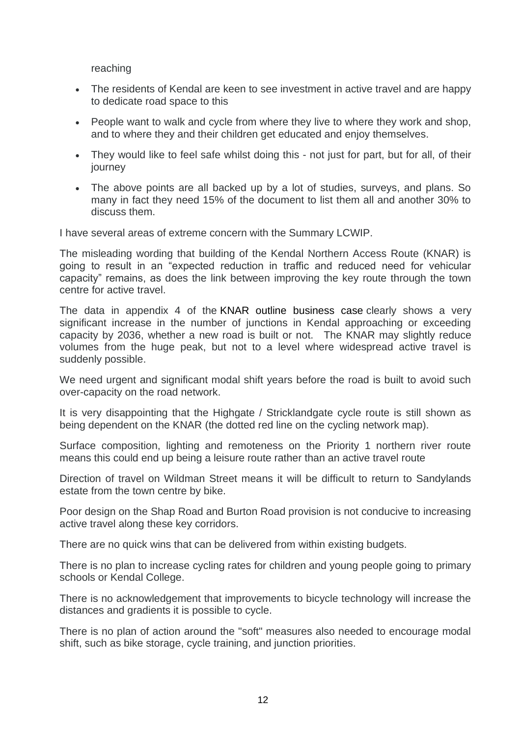reaching

- The residents of Kendal are keen to see investment in active travel and are happy to dedicate road space to this
- People want to walk and cycle from where they live to where they work and shop, and to where they and their children get educated and enjoy themselves.
- They would like to feel safe whilst doing this - not just for part, but for all, of their journey
- The above points are all backed up by a lot of studies, surveys, and plans. So many in fact they need 15% of the document to list them all and another 30% to discuss them.

I have several areas of extreme concern with the Summary LCWIP.

The misleading wording that building of the Kendal Northern Access Route (KNAR) is going to result in an "expected reduction in traffic and reduced need for vehicular capacity" remains, as does the link between improving the key route through the town centre for active travel.

The data in appendix 4 of the KNAR outline business case clearly shows a very significant increase in the number of junctions in Kendal approaching or exceeding capacity by 2036, whether a new road is built or not. The KNAR may slightly reduce volumes from the huge peak, but not to a level where widespread active travel is suddenly possible.

We need urgent and significant modal shift years before the road is built to avoid such over-capacity on the road network.

It is very disappointing that the Highgate / Stricklandgate cycle route is still shown as being dependent on the KNAR (the dotted red line on the cycling network map).

Surface composition, lighting and remoteness on the Priority 1 northern river route means this could end up being a leisure route rather than an active travel route

Direction of travel on Wildman Street means it will be difficult to return to Sandylands estate from the town centre by bike.

Poor design on the Shap Road and Burton Road provision is not conducive to increasing active travel along these key corridors.

There are no quick wins that can be delivered from within existing budgets.

There is no plan to increase cycling rates for children and young people going to primary schools or Kendal College.

There is no acknowledgement that improvements to bicycle technology will increase the distances and gradients it is possible to cycle.

There is no plan of action around the "soft" measures also needed to encourage modal shift, such as bike storage, cycle training, and junction priorities.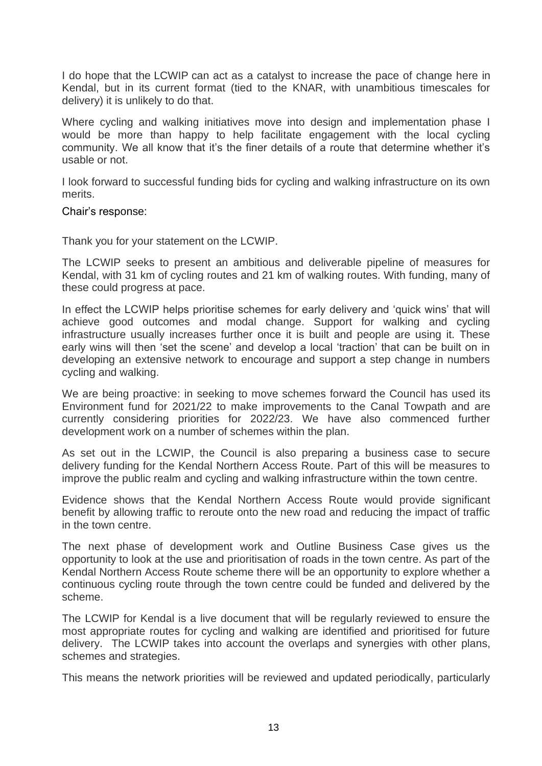I do hope that the LCWIP can act as a catalyst to increase the pace of change here in Kendal, but in its current format (tied to the KNAR, with unambitious timescales for delivery) it is unlikely to do that.

Where cycling and walking initiatives move into design and implementation phase I would be more than happy to help facilitate engagement with the local cycling community. We all know that it's the finer details of a route that determine whether it's usable or not.

I look forward to successful funding bids for cycling and walking infrastructure on its own merits.

Chair's response:

Thank you for your statement on the LCWIP.

The LCWIP seeks to present an ambitious and deliverable pipeline of measures for Kendal, with 31 km of cycling routes and 21 km of walking routes. With funding, many of these could progress at pace.

In effect the LCWIP helps prioritise schemes for early delivery and 'quick wins' that will achieve good outcomes and modal change. Support for walking and cycling infrastructure usually increases further once it is built and people are using it. These early wins will then 'set the scene' and develop a local 'traction' that can be built on in developing an extensive network to encourage and support a step change in numbers cycling and walking.

We are being proactive: in seeking to move schemes forward the Council has used its Environment fund for 2021/22 to make improvements to the Canal Towpath and are currently considering priorities for 2022/23. We have also commenced further development work on a number of schemes within the plan.

As set out in the LCWIP, the Council is also preparing a business case to secure delivery funding for the Kendal Northern Access Route. Part of this will be measures to improve the public realm and cycling and walking infrastructure within the town centre.

Evidence shows that the Kendal Northern Access Route would provide significant benefit by allowing traffic to reroute onto the new road and reducing the impact of traffic in the town centre.

The next phase of development work and Outline Business Case gives us the opportunity to look at the use and prioritisation of roads in the town centre. As part of the Kendal Northern Access Route scheme there will be an opportunity to explore whether a continuous cycling route through the town centre could be funded and delivered by the scheme.

The LCWIP for Kendal is a live document that will be regularly reviewed to ensure the most appropriate routes for cycling and walking are identified and prioritised for future delivery. The LCWIP takes into account the overlaps and synergies with other plans, schemes and strategies.

This means the network priorities will be reviewed and updated periodically, particularly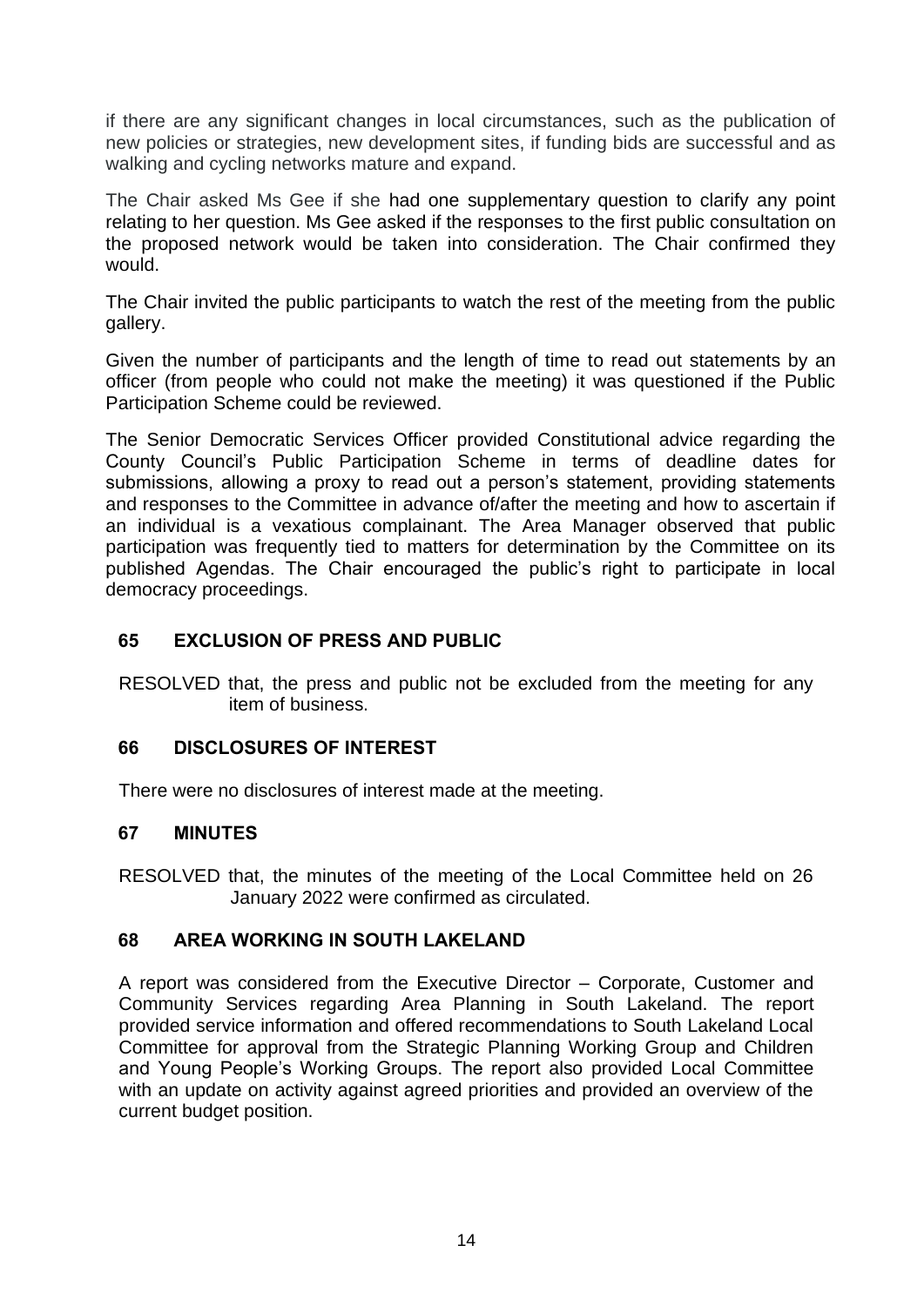if there are any significant changes in local circumstances, such as the publication of new policies or strategies, new development sites, if funding bids are successful and as walking and cycling networks mature and expand.

The Chair asked Ms Gee if she had one supplementary question to clarify any point relating to her question. Ms Gee asked if the responses to the first public consultation on the proposed network would be taken into consideration. The Chair confirmed they would.

The Chair invited the public participants to watch the rest of the meeting from the public gallery.

Given the number of participants and the length of time to read out statements by an officer (from people who could not make the meeting) it was questioned if the Public Participation Scheme could be reviewed.

The Senior Democratic Services Officer provided Constitutional advice regarding the County Council's Public Participation Scheme in terms of deadline dates for submissions, allowing a proxy to read out a person's statement, providing statements and responses to the Committee in advance of/after the meeting and how to ascertain if an individual is a vexatious complainant. The Area Manager observed that public participation was frequently tied to matters for determination by the Committee on its published Agendas. The Chair encouraged the public's right to participate in local democracy proceedings.

## 65 EXCLUSION OF PRESS AND PUBLIC

RESOLVED that, the press and public not be excluded from the meeting for any item of business.

## 66 DISCLOSURES OF INTEREST

There were no disclosures of interest made at the meeting.

## 67 MINUTES

RESOLVED that, the minutes of the meeting of the Local Committee held on 26 January 2022 were confirmed as circulated.

## 68 AREA WORKING IN SOUTH LAKELAND

A report was considered from the Executive Director – Corporate, Customer and Community Services regarding Area Planning in South Lakeland. The report provided service information and offered recommendations to South Lakeland Local Committee for approval from the Strategic Planning Working Group and Children and Young People's Working Groups. The report also provided Local Committee with an update on activity against agreed priorities and provided an overview of the current budget position.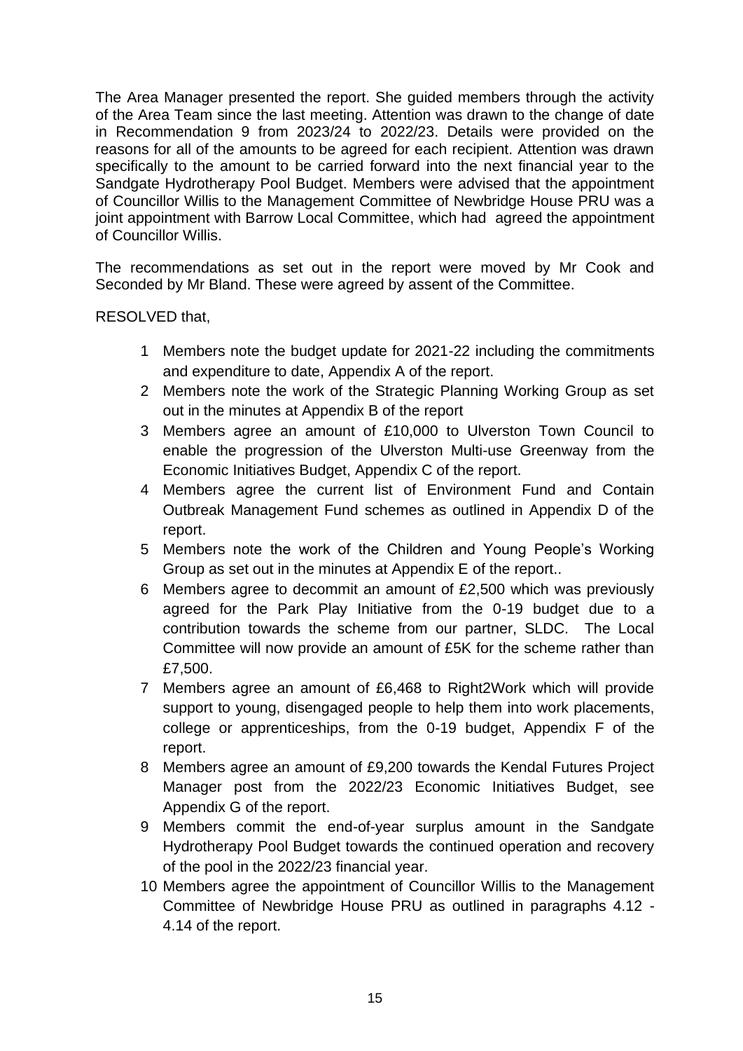The Area Manager presented the report. She guided members through the activity of the Area Team since the last meeting. Attention was drawn to the change of date in Recommendation 9 from 2023/24 to 2022/23. Details were provided on the reasons for all of the amounts to be agreed for each recipient. Attention was drawn specifically to the amount to be carried forward into the next financial year to the Sandgate Hydrotherapy Pool Budget. Members were advised that the appointment of Councillor Willis to the Management Committee of Newbridge House PRU was a joint appointment with Barrow Local Committee, which had agreed the appointment of Councillor Willis.

The recommendations as set out in the report were moved by Mr Cook and Seconded by Mr Bland. These were agreed by assent of the Committee.

RESOLVED that,

1. Members note the budget update for 2021-22 including the commitments and expenditure to date, Appendix A of the report.
2. Members note the work of the Strategic Planning Working Group as set out in the minutes at Appendix B of the report
3. Members agree an amount of £10,000 to Ulverston Town Council to enable the progression of the Ulverston Multi-use Greenway from the Economic Initiatives Budget, Appendix C of the report.
4. Members agree the current list of Environment Fund and Contain Outbreak Management Fund schemes as outlined in Appendix D of the report.
5. Members note the work of the Children and Young People's Working Group as set out in the minutes at Appendix E of the report..
6. Members agree to decommit an amount of £2,500 which was previously agreed for the Park Play Initiative from the 0-19 budget due to a contribution towards the scheme from our partner, SLDC. The Local Committee will now provide an amount of £5K for the scheme rather than £7,500.
7. Members agree an amount of £6,468 to Right2Work which will provide support to young, disengaged people to help them into work placements, college or apprenticeships, from the 0-19 budget, Appendix F of the report.
8. Members agree an amount of £9,200 towards the Kendal Futures Project Manager post from the 2022/23 Economic Initiatives Budget, see Appendix G of the report.
9. Members commit the end-of-year surplus amount in the Sandgate Hydrotherapy Pool Budget towards the continued operation and recovery of the pool in the 2022/23 financial year.
10. Members agree the appointment of Councillor Willis to the Management Committee of Newbridge House PRU as outlined in paragraphs 4.12 - 4.14 of the report.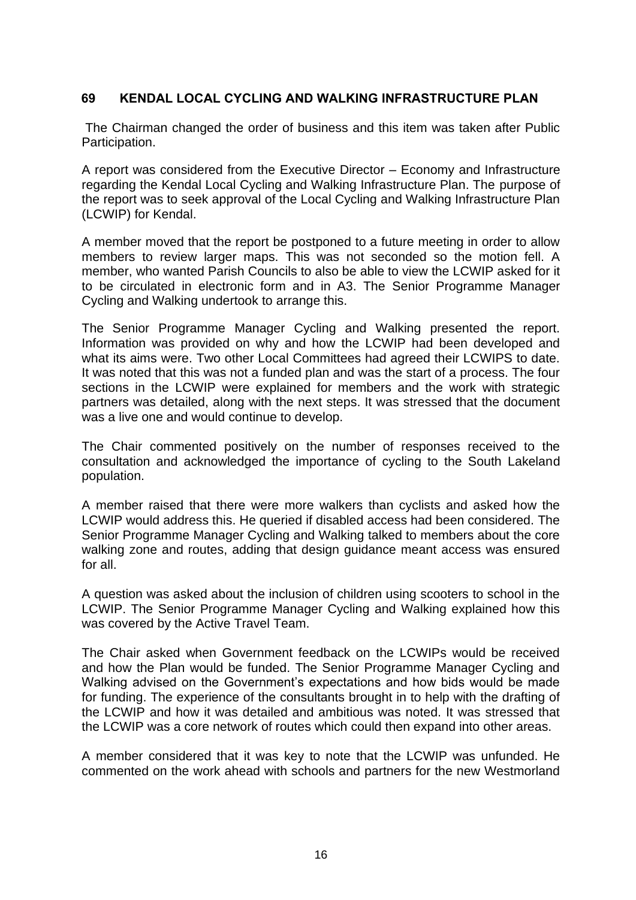## 69 KENDAL LOCAL CYCLING AND WALKING INFRASTRUCTURE PLAN

The Chairman changed the order of business and this item was taken after Public Participation.

A report was considered from the Executive Director – Economy and Infrastructure regarding the Kendal Local Cycling and Walking Infrastructure Plan. The purpose of the report was to seek approval of the Local Cycling and Walking Infrastructure Plan (LCWIP) for Kendal.

A member moved that the report be postponed to a future meeting in order to allow members to review larger maps. This was not seconded so the motion fell. A member, who wanted Parish Councils to also be able to view the LCWIP asked for it to be circulated in electronic form and in A3. The Senior Programme Manager Cycling and Walking undertook to arrange this.

The Senior Programme Manager Cycling and Walking presented the report. Information was provided on why and how the LCWIP had been developed and what its aims were. Two other Local Committees had agreed their LCWIPS to date. It was noted that this was not a funded plan and was the start of a process. The four sections in the LCWIP were explained for members and the work with strategic partners was detailed, along with the next steps. It was stressed that the document was a live one and would continue to develop.

The Chair commented positively on the number of responses received to the consultation and acknowledged the importance of cycling to the South Lakeland population.

A member raised that there were more walkers than cyclists and asked how the LCWIP would address this. He queried if disabled access had been considered. The Senior Programme Manager Cycling and Walking talked to members about the core walking zone and routes, adding that design guidance meant access was ensured for all.

A question was asked about the inclusion of children using scooters to school in the LCWIP. The Senior Programme Manager Cycling and Walking explained how this was covered by the Active Travel Team.

The Chair asked when Government feedback on the LCWIPs would be received and how the Plan would be funded. The Senior Programme Manager Cycling and Walking advised on the Government's expectations and how bids would be made for funding. The experience of the consultants brought in to help with the drafting of the LCWIP and how it was detailed and ambitious was noted. It was stressed that the LCWIP was a core network of routes which could then expand into other areas.

A member considered that it was key to note that the LCWIP was unfunded. He commented on the work ahead with schools and partners for the new Westmorland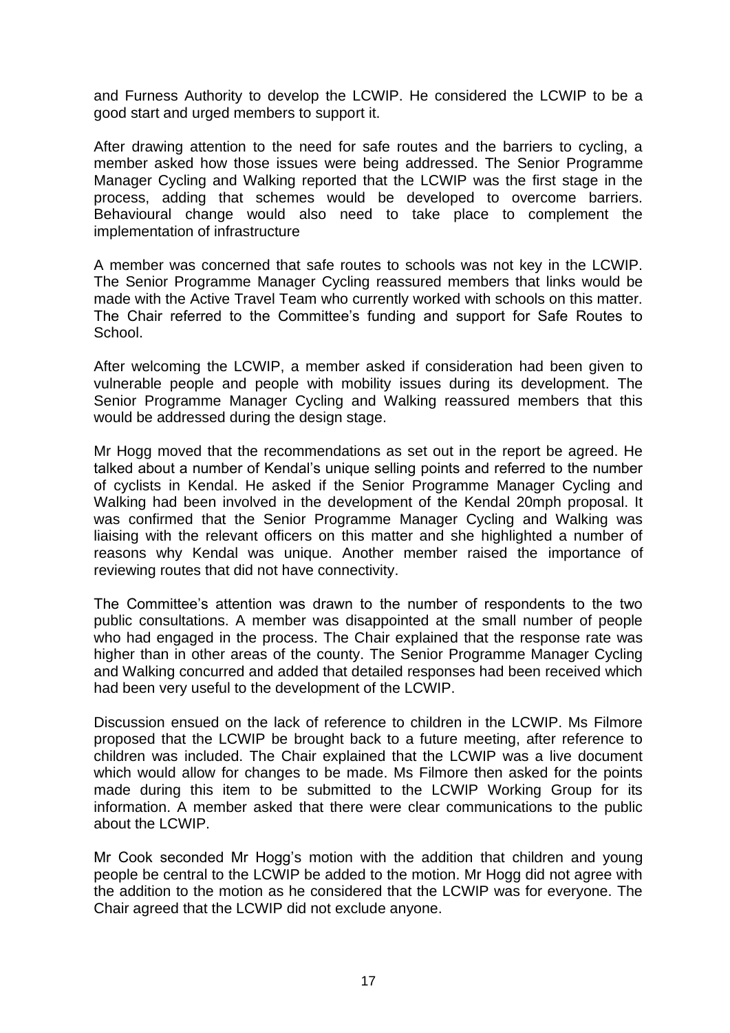and Furness Authority to develop the LCWIP. He considered the LCWIP to be a good start and urged members to support it.

After drawing attention to the need for safe routes and the barriers to cycling, a member asked how those issues were being addressed. The Senior Programme Manager Cycling and Walking reported that the LCWIP was the first stage in the process, adding that schemes would be developed to overcome barriers. Behavioural change would also need to take place to complement the implementation of infrastructure

A member was concerned that safe routes to schools was not key in the LCWIP. The Senior Programme Manager Cycling reassured members that links would be made with the Active Travel Team who currently worked with schools on this matter. The Chair referred to the Committee's funding and support for Safe Routes to School.

After welcoming the LCWIP, a member asked if consideration had been given to vulnerable people and people with mobility issues during its development. The Senior Programme Manager Cycling and Walking reassured members that this would be addressed during the design stage.

Mr Hogg moved that the recommendations as set out in the report be agreed. He talked about a number of Kendal's unique selling points and referred to the number of cyclists in Kendal. He asked if the Senior Programme Manager Cycling and Walking had been involved in the development of the Kendal 20mph proposal. It was confirmed that the Senior Programme Manager Cycling and Walking was liaising with the relevant officers on this matter and she highlighted a number of reasons why Kendal was unique. Another member raised the importance of reviewing routes that did not have connectivity.

The Committee's attention was drawn to the number of respondents to the two public consultations. A member was disappointed at the small number of people who had engaged in the process. The Chair explained that the response rate was higher than in other areas of the county. The Senior Programme Manager Cycling and Walking concurred and added that detailed responses had been received which had been very useful to the development of the LCWIP.

Discussion ensued on the lack of reference to children in the LCWIP. Ms Filmore proposed that the LCWIP be brought back to a future meeting, after reference to children was included. The Chair explained that the LCWIP was a live document which would allow for changes to be made. Ms Filmore then asked for the points made during this item to be submitted to the LCWIP Working Group for its information. A member asked that there were clear communications to the public about the LCWIP.

Mr Cook seconded Mr Hogg's motion with the addition that children and young people be central to the LCWIP be added to the motion. Mr Hogg did not agree with the addition to the motion as he considered that the LCWIP was for everyone. The Chair agreed that the LCWIP did not exclude anyone.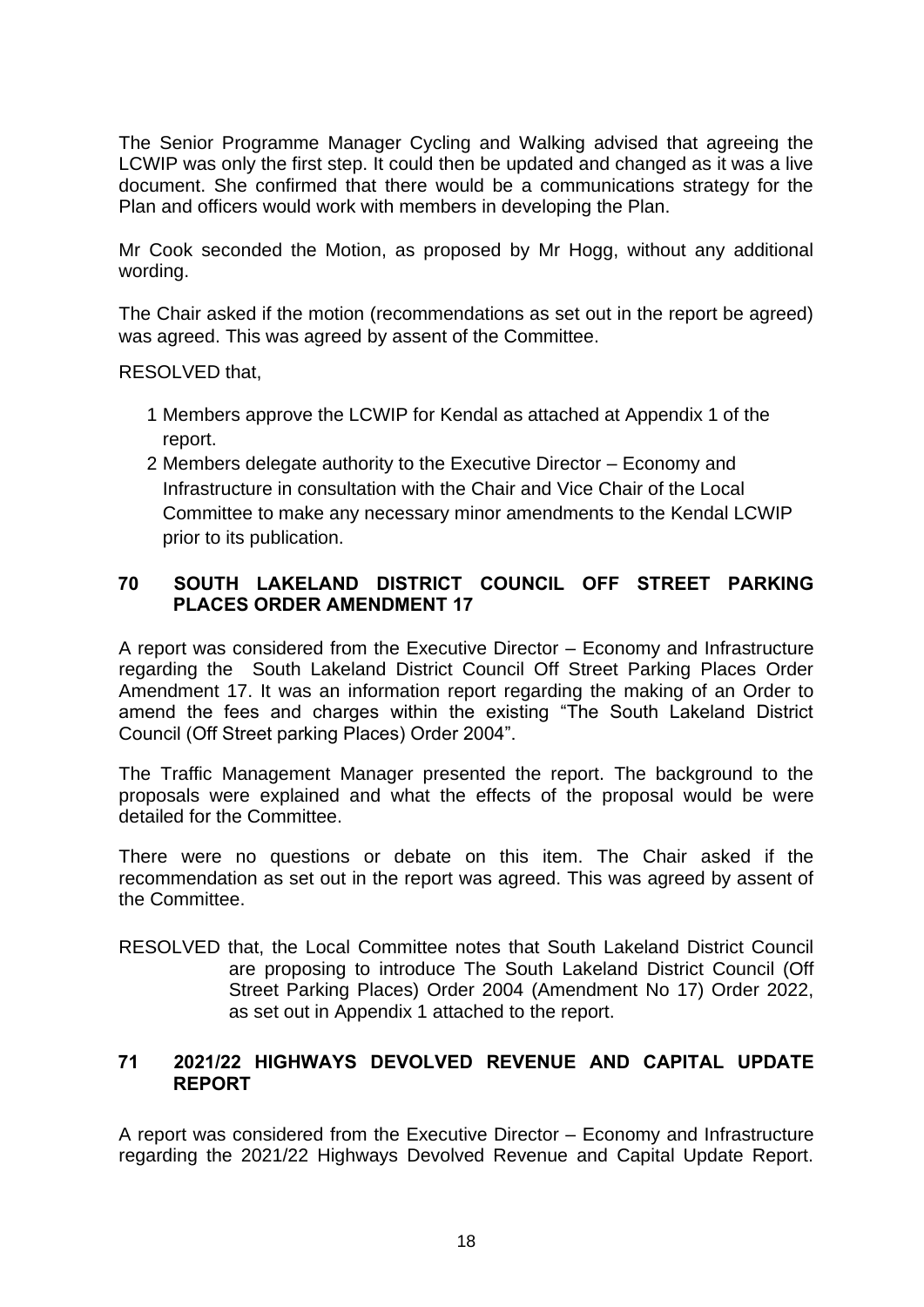The Senior Programme Manager Cycling and Walking advised that agreeing the LCWIP was only the first step. It could then be updated and changed as it was a live document. She confirmed that there would be a communications strategy for the Plan and officers would work with members in developing the Plan.

Mr Cook seconded the Motion, as proposed by Mr Hogg, without any additional wording.

The Chair asked if the motion (recommendations as set out in the report be agreed) was agreed. This was agreed by assent of the Committee.

RESOLVED that,

1. Members approve the LCWIP for Kendal as attached at Appendix 1 of the report.
2. Members delegate authority to the Executive Director – Economy and Infrastructure in consultation with the Chair and Vice Chair of the Local Committee to make any necessary minor amendments to the Kendal LCWIP prior to its publication.

## 70 SOUTH LAKELAND DISTRICT COUNCIL OFF STREET PARKING PLACES ORDER AMENDMENT 17

A report was considered from the Executive Director – Economy and Infrastructure regarding the South Lakeland District Council Off Street Parking Places Order Amendment 17. It was an information report regarding the making of an Order to amend the fees and charges within the existing "The South Lakeland District Council (Off Street parking Places) Order 2004".

The Traffic Management Manager presented the report. The background to the proposals were explained and what the effects of the proposal would be were detailed for the Committee.

There were no questions or debate on this item. The Chair asked if the recommendation as set out in the report was agreed. This was agreed by assent of the Committee.

RESOLVED that, the Local Committee notes that South Lakeland District Council are proposing to introduce The South Lakeland District Council (Off Street Parking Places) Order 2004 (Amendment No 17) Order 2022, as set out in Appendix 1 attached to the report.

## 71 2021/22 HIGHWAYS DEVOLVED REVENUE AND CAPITAL UPDATE REPORT

A report was considered from the Executive Director – Economy and Infrastructure regarding the 2021/22 Highways Devolved Revenue and Capital Update Report.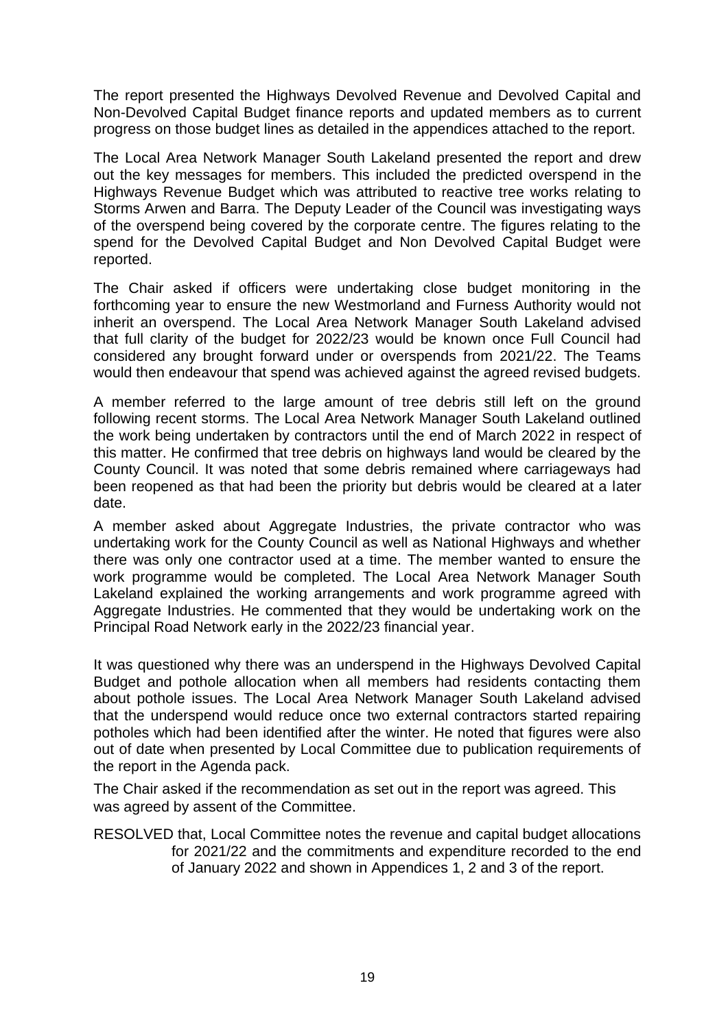The report presented the Highways Devolved Revenue and Devolved Capital and Non-Devolved Capital Budget finance reports and updated members as to current progress on those budget lines as detailed in the appendices attached to the report.

The Local Area Network Manager South Lakeland presented the report and drew out the key messages for members. This included the predicted overspend in the Highways Revenue Budget which was attributed to reactive tree works relating to Storms Arwen and Barra. The Deputy Leader of the Council was investigating ways of the overspend being covered by the corporate centre. The figures relating to the spend for the Devolved Capital Budget and Non Devolved Capital Budget were reported.

The Chair asked if officers were undertaking close budget monitoring in the forthcoming year to ensure the new Westmorland and Furness Authority would not inherit an overspend. The Local Area Network Manager South Lakeland advised that full clarity of the budget for 2022/23 would be known once Full Council had considered any brought forward under or overspends from 2021/22. The Teams would then endeavour that spend was achieved against the agreed revised budgets.

A member referred to the large amount of tree debris still left on the ground following recent storms. The Local Area Network Manager South Lakeland outlined the work being undertaken by contractors until the end of March 2022 in respect of this matter. He confirmed that tree debris on highways land would be cleared by the County Council. It was noted that some debris remained where carriageways had been reopened as that had been the priority but debris would be cleared at a later date.

A member asked about Aggregate Industries, the private contractor who was undertaking work for the County Council as well as National Highways and whether there was only one contractor used at a time. The member wanted to ensure the work programme would be completed. The Local Area Network Manager South Lakeland explained the working arrangements and work programme agreed with Aggregate Industries. He commented that they would be undertaking work on the Principal Road Network early in the 2022/23 financial year.

It was questioned why there was an underspend in the Highways Devolved Capital Budget and pothole allocation when all members had residents contacting them about pothole issues. The Local Area Network Manager South Lakeland advised that the underspend would reduce once two external contractors started repairing potholes which had been identified after the winter. He noted that figures were also out of date when presented by Local Committee due to publication requirements of the report in the Agenda pack.

The Chair asked if the recommendation as set out in the report was agreed. This was agreed by assent of the Committee.

RESOLVED that, Local Committee notes the revenue and capital budget allocations for 2021/22 and the commitments and expenditure recorded to the end of January 2022 and shown in Appendices 1, 2 and 3 of the report.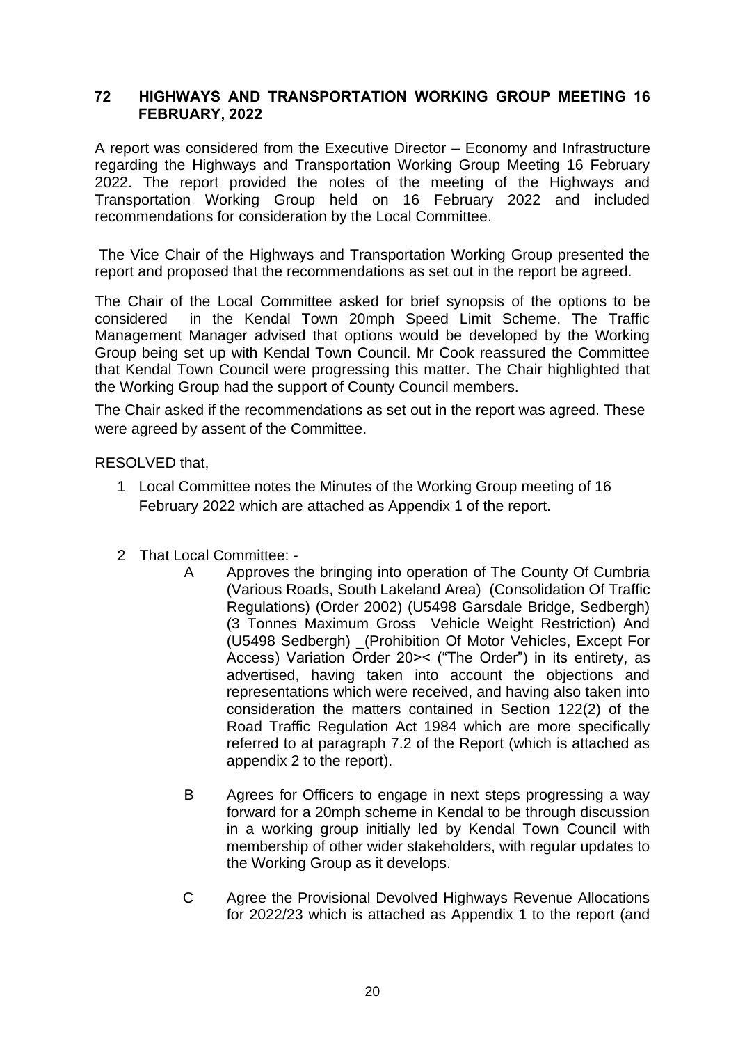## 72 HIGHWAYS AND TRANSPORTATION WORKING GROUP MEETING 16 FEBRUARY, 2022

A report was considered from the Executive Director – Economy and Infrastructure regarding the Highways and Transportation Working Group Meeting 16 February 2022. The report provided the notes of the meeting of the Highways and Transportation Working Group held on 16 February 2022 and included recommendations for consideration by the Local Committee.

The Vice Chair of the Highways and Transportation Working Group presented the report and proposed that the recommendations as set out in the report be agreed.

The Chair of the Local Committee asked for brief synopsis of the options to be considered in the Kendal Town 20mph Speed Limit Scheme. The Traffic Management Manager advised that options would be developed by the Working Group being set up with Kendal Town Council. Mr Cook reassured the Committee that Kendal Town Council were progressing this matter. The Chair highlighted that the Working Group had the support of County Council members.

The Chair asked if the recommendations as set out in the report was agreed. These were agreed by assent of the Committee.

RESOLVED that,

1. Local Committee notes the Minutes of the Working Group meeting of 16 February 2022 which are attached as Appendix 1 of the report.

2. That Local Committee: -

   A. Approves the bringing into operation of The County Of Cumbria (Various Roads, South Lakeland Area) (Consolidation Of Traffic Regulations) (Order 2002) (U5498 Garsdale Bridge, Sedbergh) (3 Tonnes Maximum Gross Vehicle Weight Restriction) And (U5498 Sedbergh) _(Prohibition Of Motor Vehicles, Except For Access) Variation Order 20>< ("The Order") in its entirety, as advertised, having taken into account the objections and representations which were received, and having also taken into consideration the matters contained in Section 122(2) of the Road Traffic Regulation Act 1984 which are more specifically referred to at paragraph 7.2 of the Report (which is attached as appendix 2 to the report).

   B. Agrees for Officers to engage in next steps progressing a way forward for a 20mph scheme in Kendal to be through discussion in a working group initially led by Kendal Town Council with membership of other wider stakeholders, with regular updates to the Working Group as it develops.

   C. Agree the Provisional Devolved Highways Revenue Allocations for 2022/23 which is attached as Appendix 1 to the report (and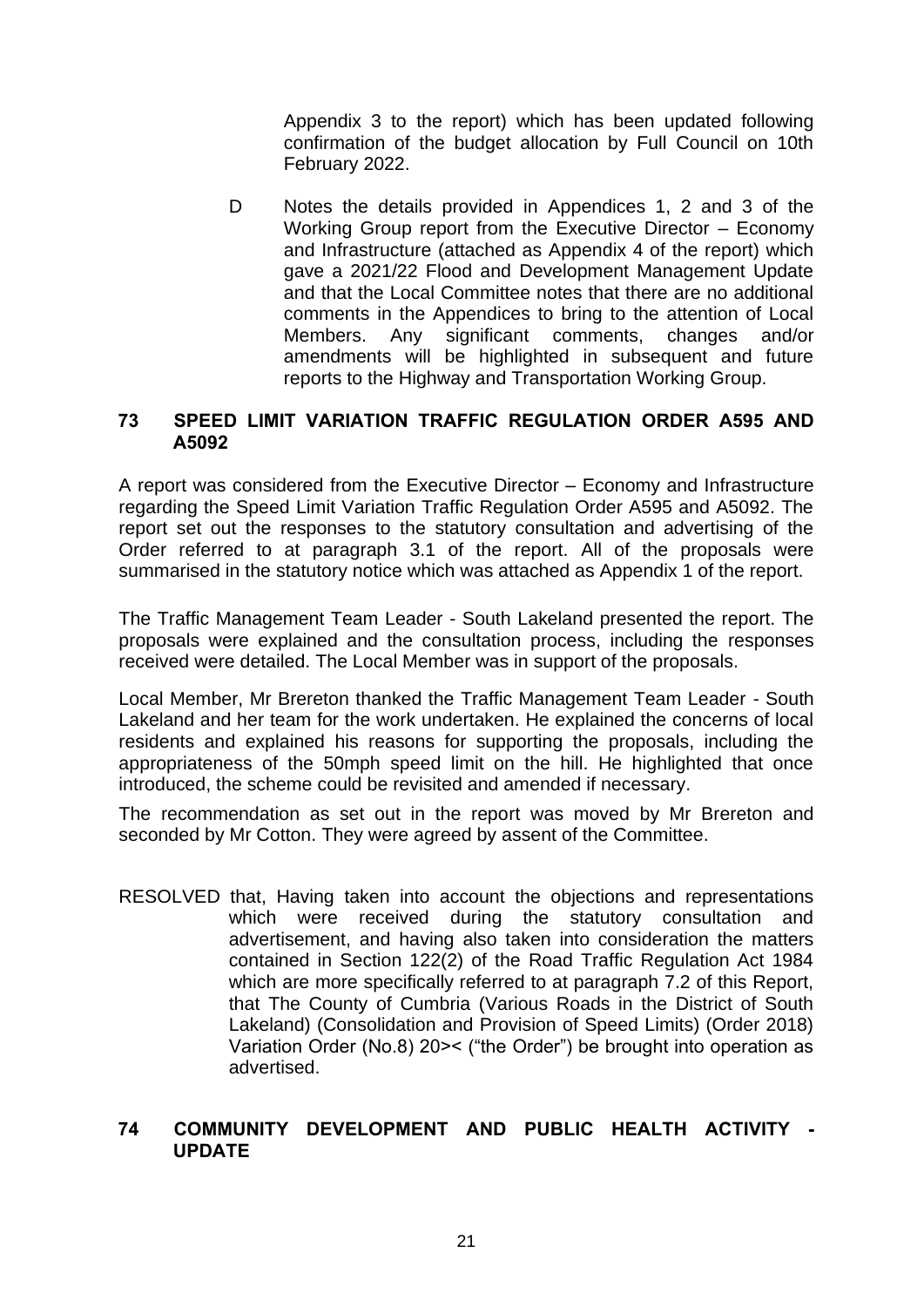Appendix 3 to the report) which has been updated following confirmation of the budget allocation by Full Council on 10th February 2022.

D Notes the details provided in Appendices 1, 2 and 3 of the Working Group report from the Executive Director – Economy and Infrastructure (attached as Appendix 4 of the report) which gave a 2021/22 Flood and Development Management Update and that the Local Committee notes that there are no additional comments in the Appendices to bring to the attention of Local Members. Any significant comments, changes and/or amendments will be highlighted in subsequent and future reports to the Highway and Transportation Working Group.

## 73 SPEED LIMIT VARIATION TRAFFIC REGULATION ORDER A595 AND A5092

A report was considered from the Executive Director – Economy and Infrastructure regarding the Speed Limit Variation Traffic Regulation Order A595 and A5092. The report set out the responses to the statutory consultation and advertising of the Order referred to at paragraph 3.1 of the report. All of the proposals were summarised in the statutory notice which was attached as Appendix 1 of the report.

The Traffic Management Team Leader - South Lakeland presented the report. The proposals were explained and the consultation process, including the responses received were detailed. The Local Member was in support of the proposals.

Local Member, Mr Brereton thanked the Traffic Management Team Leader - South Lakeland and her team for the work undertaken. He explained the concerns of local residents and explained his reasons for supporting the proposals, including the appropriateness of the 50mph speed limit on the hill. He highlighted that once introduced, the scheme could be revisited and amended if necessary.

The recommendation as set out in the report was moved by Mr Brereton and seconded by Mr Cotton. They were agreed by assent of the Committee.

RESOLVED that, Having taken into account the objections and representations which were received during the statutory consultation and advertisement, and having also taken into consideration the matters contained in Section 122(2) of the Road Traffic Regulation Act 1984 which are more specifically referred to at paragraph 7.2 of this Report, that The County of Cumbria (Various Roads in the District of South Lakeland) (Consolidation and Provision of Speed Limits) (Order 2018) Variation Order (No.8) 20>< ("the Order") be brought into operation as advertised.

## 74 COMMUNITY DEVELOPMENT AND PUBLIC HEALTH ACTIVITY - UPDATE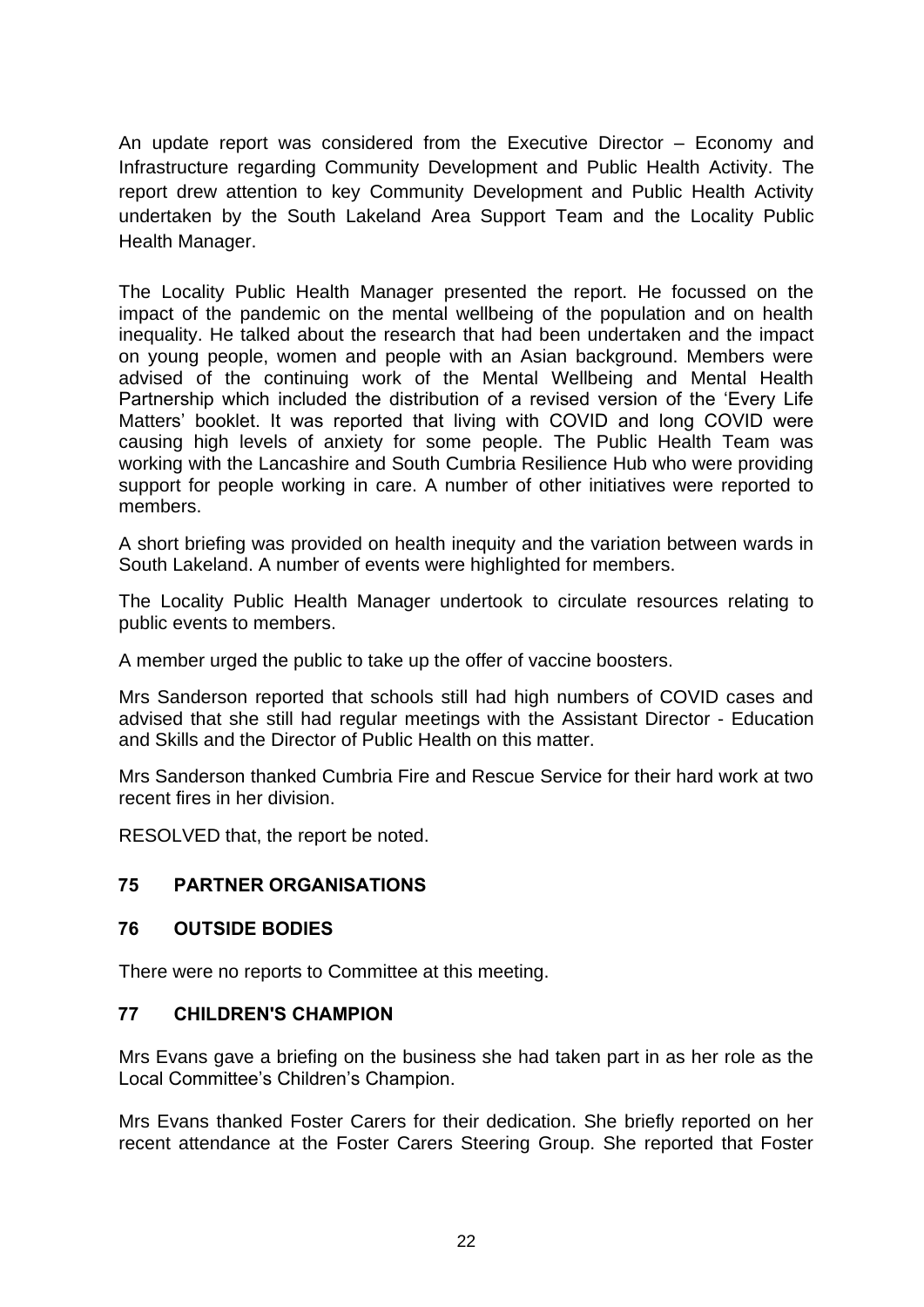An update report was considered from the Executive Director – Economy and Infrastructure regarding Community Development and Public Health Activity. The report drew attention to key Community Development and Public Health Activity undertaken by the South Lakeland Area Support Team and the Locality Public Health Manager.

The Locality Public Health Manager presented the report. He focussed on the impact of the pandemic on the mental wellbeing of the population and on health inequality. He talked about the research that had been undertaken and the impact on young people, women and people with an Asian background. Members were advised of the continuing work of the Mental Wellbeing and Mental Health Partnership which included the distribution of a revised version of the 'Every Life Matters' booklet. It was reported that living with COVID and long COVID were causing high levels of anxiety for some people. The Public Health Team was working with the Lancashire and South Cumbria Resilience Hub who were providing support for people working in care. A number of other initiatives were reported to members.

A short briefing was provided on health inequity and the variation between wards in South Lakeland. A number of events were highlighted for members.

The Locality Public Health Manager undertook to circulate resources relating to public events to members.

A member urged the public to take up the offer of vaccine boosters.

Mrs Sanderson reported that schools still had high numbers of COVID cases and advised that she still had regular meetings with the Assistant Director - Education and Skills and the Director of Public Health on this matter.

Mrs Sanderson thanked Cumbria Fire and Rescue Service for their hard work at two recent fires in her division.

RESOLVED that, the report be noted.

## 75 PARTNER ORGANISATIONS

## 76 OUTSIDE BODIES

There were no reports to Committee at this meeting.

## 77 CHILDREN'S CHAMPION

Mrs Evans gave a briefing on the business she had taken part in as her role as the Local Committee's Children's Champion.

Mrs Evans thanked Foster Carers for their dedication. She briefly reported on her recent attendance at the Foster Carers Steering Group. She reported that Foster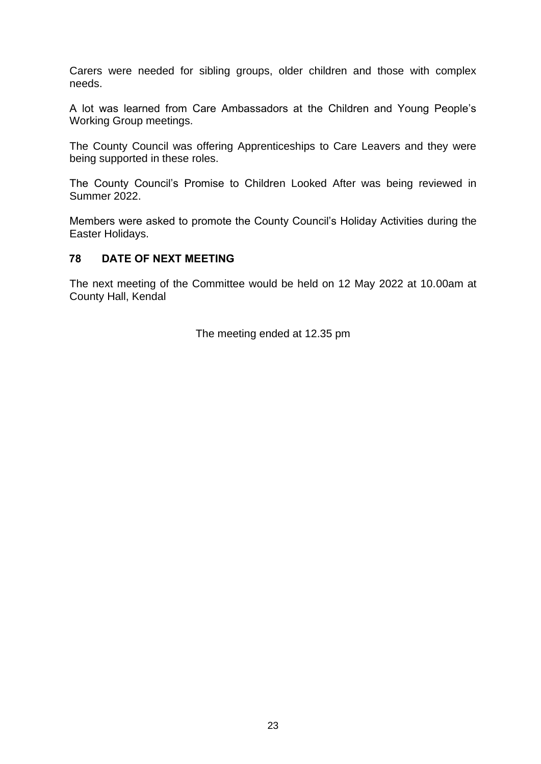Carers were needed for sibling groups, older children and those with complex needs.

A lot was learned from Care Ambassadors at the Children and Young People's Working Group meetings.

The County Council was offering Apprenticeships to Care Leavers and they were being supported in these roles.

The County Council's Promise to Children Looked After was being reviewed in Summer 2022.

Members were asked to promote the County Council's Holiday Activities during the Easter Holidays.

## 78 DATE OF NEXT MEETING

The next meeting of the Committee would be held on 12 May 2022 at 10.00am at County Hall, Kendal

The meeting ended at 12.35 pm